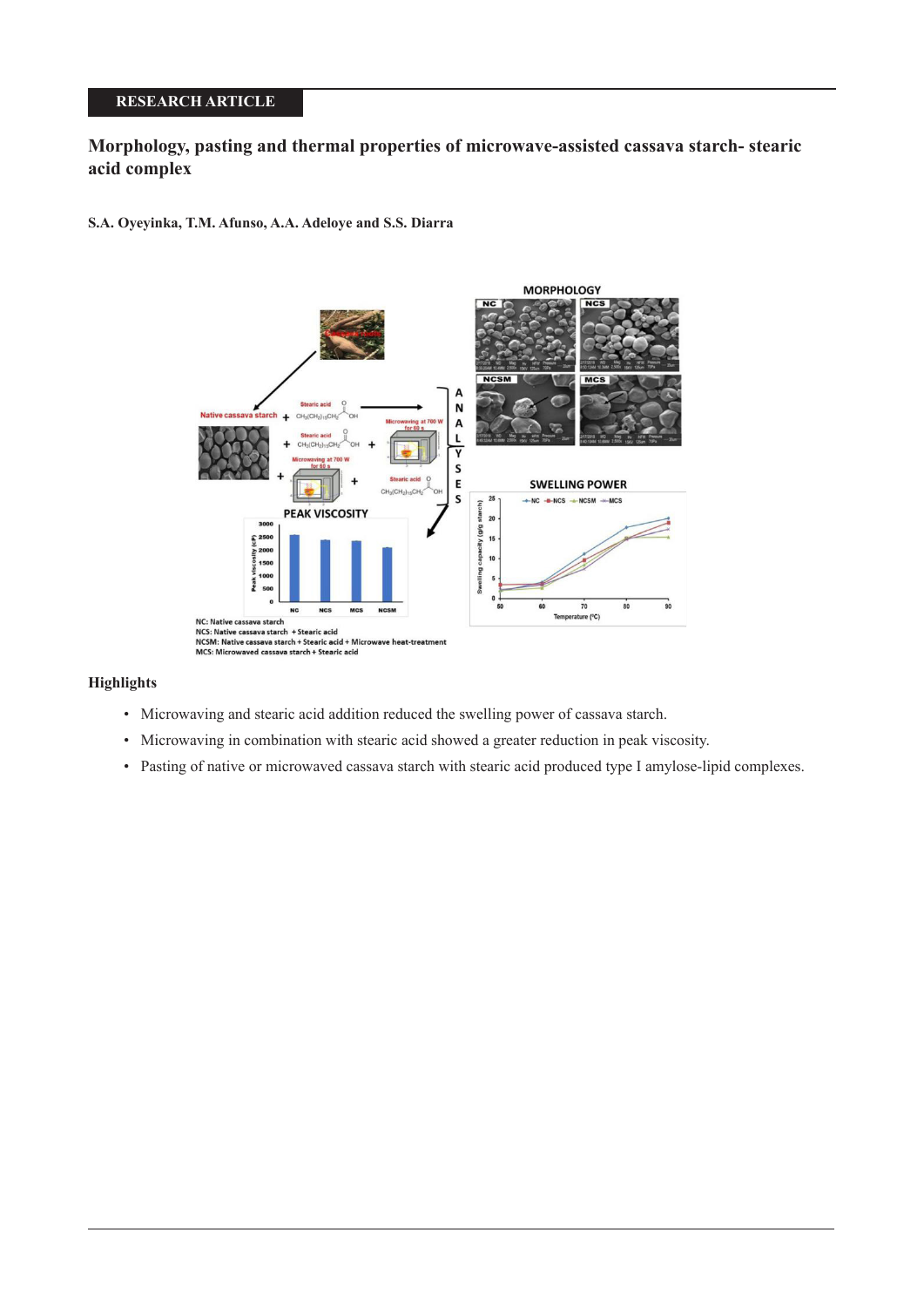RESEARCH ARTICLE

# Morphology, pasting and thermal properties of microwave-assisted cassava starch- stearic acid complex

**S.A. Oyeyinka, T.M. Afunso, A.A. Adeloye and S.S. Diarra**

## Highlights

- Microwaving and stearic acid addition reduced the swelling power of cassava starch.
- Microwaving in combination with stearic acid showed a greater reduction in peak viscosity.
- Pasting of native or microwaved cassava starch with stearic acid produced type I amylose-lipid complexes.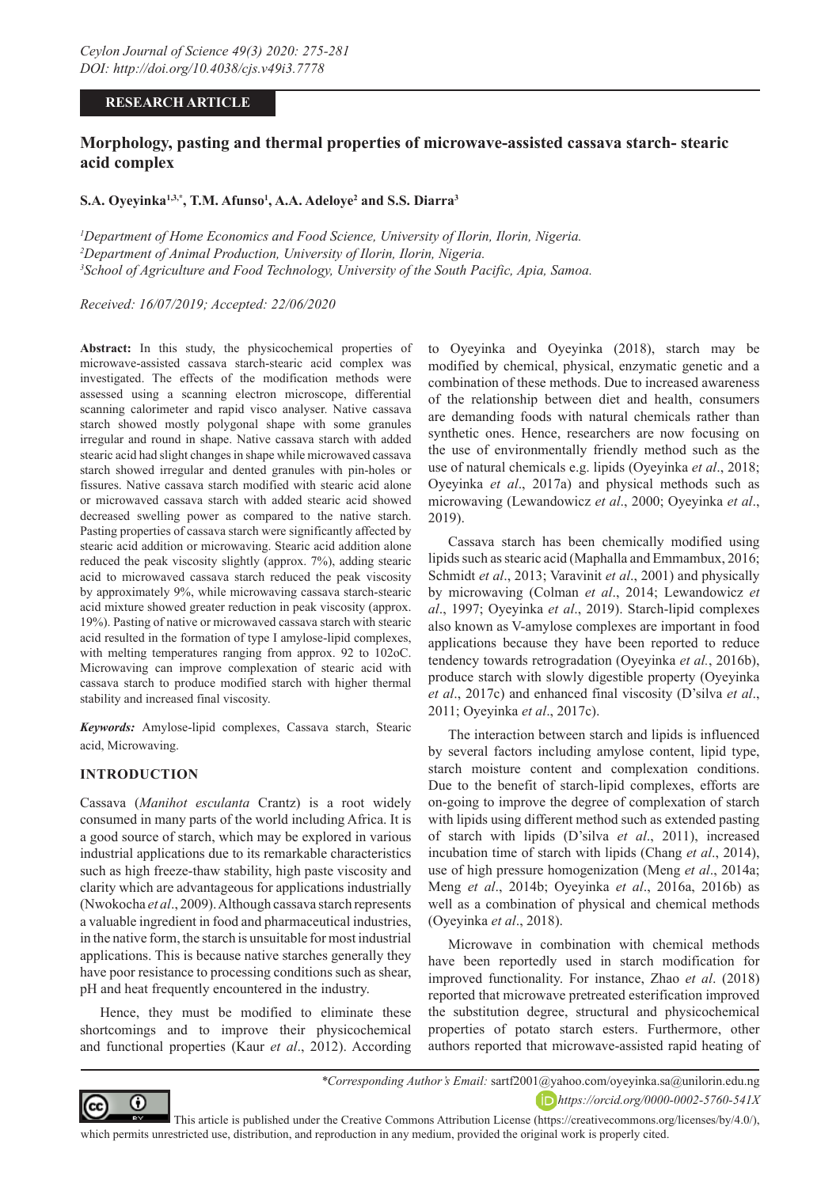# Morphology, pasting and thermal properties of microwave-assisted cassava starch- stearic acid complex

**S.A. Oyeyinka[1,3,*], T.M. Afunso[1], A.A. Adeloye[2] and S.S. Diarra[3]**

[1]*Department of Home Economics and Food Science, University of Ilorin, Ilorin, Nigeria.*
[2]*Department of Animal Production, University of Ilorin, Ilorin, Nigeria.*
[3]*School of Agriculture and Food Technology, University of the South Pacific, Apia, Samoa.*

*Received: 16/07/2019; Accepted: 22/06/2020*

**Abstract:** In this study, the physicochemical properties of microwave-assisted cassava starch-stearic acid complex was investigated. The effects of the modification methods were assessed using a scanning electron microscope, differential scanning calorimeter and rapid visco analyser. Native cassava starch showed mostly polygonal shape with some granules irregular and round in shape. Native cassava starch with added stearic acid had slight changes in shape while microwaved cassava starch showed irregular and dented granules with pin-holes or fissures. Native cassava starch modified with stearic acid alone or microwaved cassava starch with added stearic acid showed decreased swelling power as compared to the native starch. Pasting properties of cassava starch were significantly affected by stearic acid addition or microwaving. Stearic acid addition alone reduced the peak viscosity slightly (approx. 7%), adding stearic acid to microwaved cassava starch reduced the peak viscosity by approximately 9%, while microwaving cassava starch-stearic acid mixture showed greater reduction in peak viscosity (approx. 19%). Pasting of native or microwaved cassava starch with stearic acid resulted in the formation of type I amylose-lipid complexes, with melting temperatures ranging from approx. 92 to 102oC. Microwaving can improve complexation of stearic acid with cassava starch to produce modified starch with higher thermal stability and increased final viscosity.

***Keywords:*** Amylose-lipid complexes, Cassava starch, Stearic acid, Microwaving.

## INTRODUCTION

Cassava (*Manihot esculanta* Crantz) is a root widely consumed in many parts of the world including Africa. It is a good source of starch, which may be explored in various industrial applications due to its remarkable characteristics such as high freeze-thaw stability, high paste viscosity and clarity which are advantageous for applications industrially (Nwokocha *et al*., 2009). Although cassava starch represents a valuable ingredient in food and pharmaceutical industries, in the native form, the starch is unsuitable for most industrial applications. This is because native starches generally they have poor resistance to processing conditions such as shear, pH and heat frequently encountered in the industry.

Hence, they must be modified to eliminate these shortcomings and to improve their physicochemical and functional properties (Kaur *et al*., 2012). According to Oyeyinka and Oyeyinka (2018), starch may be modified by chemical, physical, enzymatic genetic and a combination of these methods. Due to increased awareness of the relationship between diet and health, consumers are demanding foods with natural chemicals rather than synthetic ones. Hence, researchers are now focusing on the use of environmentally friendly method such as the use of natural chemicals e.g. lipids (Oyeyinka *et al*., 2018; Oyeyinka *et al*., 2017a) and physical methods such as microwaving (Lewandowicz *et al*., 2000; Oyeyinka *et al*., 2019).

Cassava starch has been chemically modified using lipids such as stearic acid (Maphalla and Emmambux, 2016; Schmidt *et al*., 2013; Varavinit *et al*., 2001) and physically by microwaving (Colman *et al*., 2014; Lewandowicz *et al*., 1997; Oyeyinka *et al*., 2019). Starch-lipid complexes also known as V-amylose complexes are important in food applications because they have been reported to reduce tendency towards retrogradation (Oyeyinka *et al.*, 2016b), produce starch with slowly digestible property (Oyeyinka *et al*., 2017c) and enhanced final viscosity (D'silva *et al*., 2011; Oyeyinka *et al*., 2017c).

The interaction between starch and lipids is influenced by several factors including amylose content, lipid type, starch moisture content and complexation conditions. Due to the benefit of starch-lipid complexes, efforts are on-going to improve the degree of complexation of starch with lipids using different method such as extended pasting of starch with lipids (D'silva *et al*., 2011), increased incubation time of starch with lipids (Chang *et al*., 2014), use of high pressure homogenization (Meng *et al*., 2014a; Meng *et al*., 2014b; Oyeyinka *et al*., 2016a, 2016b) as well as a combination of physical and chemical methods (Oyeyinka *et al*., 2018).

Microwave in combination with chemical methods have been reportedly used in starch modification for improved functionality. For instance, Zhao *et al*. (2018) reported that microwave pretreated esterification improved the substitution degree, structural and physicochemical properties of potato starch esters. Furthermore, other authors reported that microwave-assisted rapid heating of

*\*Corresponding Author's Email:* sartf2001@yahoo.com/oyeyinka.sa@unilorin.edu.ng
https://orcid.org/0000-0002-5760-541X

This article is published under the Creative Commons Attribution License (https://creativecommons.org/licenses/by/4.0/), which permits unrestricted use, distribution, and reproduction in any medium, provided the original work is properly cited.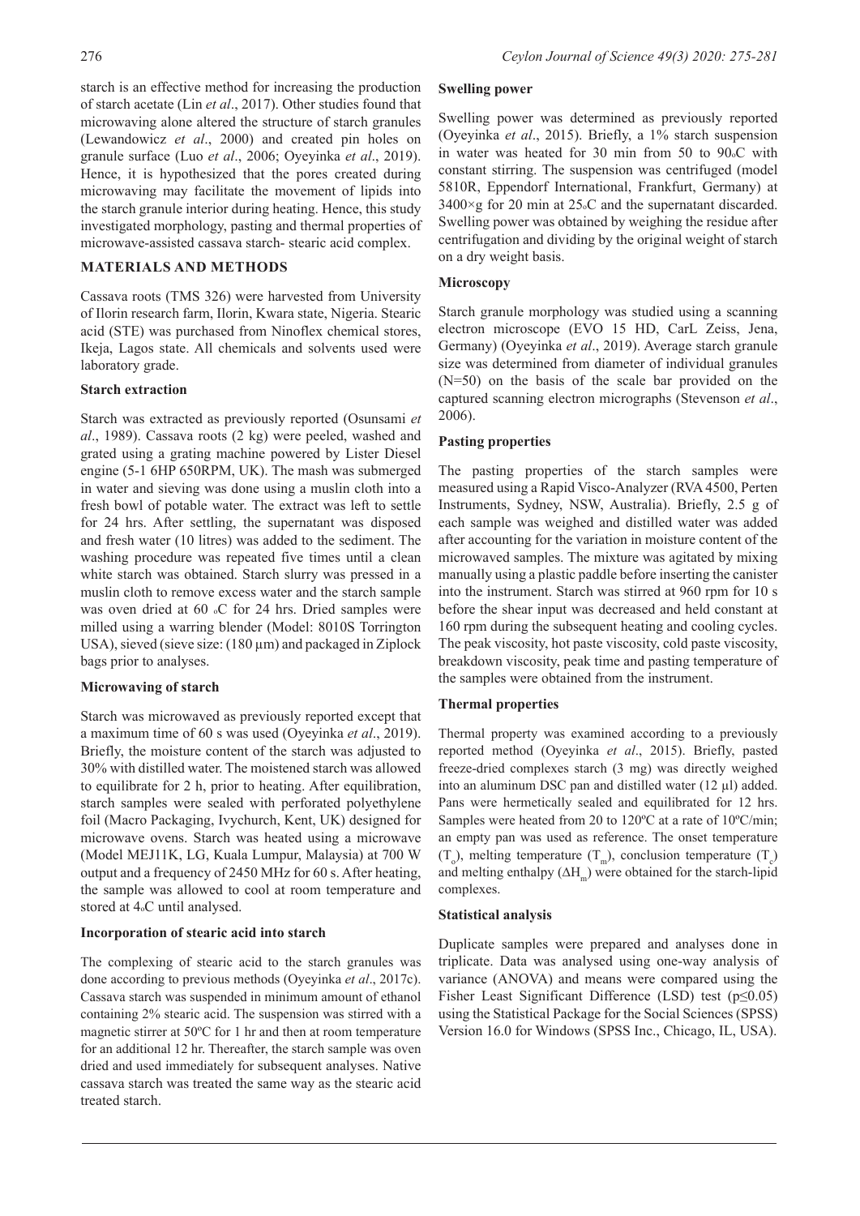starch is an effective method for increasing the production of starch acetate (Lin *et al*., 2017). Other studies found that microwaving alone altered the structure of starch granules (Lewandowicz *et al*., 2000) and created pin holes on granule surface (Luo *et al*., 2006; Oyeyinka *et al*., 2019). Hence, it is hypothesized that the pores created during microwaving may facilitate the movement of lipids into the starch granule interior during heating. Hence, this study investigated morphology, pasting and thermal properties of microwave-assisted cassava starch- stearic acid complex.

## MATERIALS AND METHODS

Cassava roots (TMS 326) were harvested from University of Ilorin research farm, Ilorin, Kwara state, Nigeria. Stearic acid (STE) was purchased from Ninoflex chemical stores, Ikeja, Lagos state. All chemicals and solvents used were laboratory grade.

### Starch extraction

Starch was extracted as previously reported (Osunsami *et al*., 1989). Cassava roots (2 kg) were peeled, washed and grated using a grating machine powered by Lister Diesel engine (5-1 6HP 650RPM, UK). The mash was submerged in water and sieving was done using a muslin cloth into a fresh bowl of potable water. The extract was left to settle for 24 hrs. After settling, the supernatant was disposed and fresh water (10 litres) was added to the sediment. The washing procedure was repeated five times until a clean white starch was obtained. Starch slurry was pressed in a muslin cloth to remove excess water and the starch sample was oven dried at 60 °C for 24 hrs. Dried samples were milled using a warring blender (Model: 8010S Torrington USA), sieved (sieve size: (180 µm) and packaged in Ziplock bags prior to analyses.

### Microwaving of starch

Starch was microwaved as previously reported except that a maximum time of 60 s was used (Oyeyinka *et al*., 2019). Briefly, the moisture content of the starch was adjusted to 30% with distilled water. The moistened starch was allowed to equilibrate for 2 h, prior to heating. After equilibration, starch samples were sealed with perforated polyethylene foil (Macro Packaging, Ivychurch, Kent, UK) designed for microwave ovens. Starch was heated using a microwave (Model MEJ11K, LG, Kuala Lumpur, Malaysia) at 700 W output and a frequency of 2450 MHz for 60 s. After heating, the sample was allowed to cool at room temperature and stored at 4°C until analysed.

### Incorporation of stearic acid into starch

The complexing of stearic acid to the starch granules was done according to previous methods (Oyeyinka *et al*., 2017c). Cassava starch was suspended in minimum amount of ethanol containing 2% stearic acid. The suspension was stirred with a magnetic stirrer at 50ºC for 1 hr and then at room temperature for an additional 12 hr. Thereafter, the starch sample was oven dried and used immediately for subsequent analyses. Native cassava starch was treated the same way as the stearic acid treated starch.

### Swelling power

Swelling power was determined as previously reported (Oyeyinka *et al*., 2015). Briefly, a 1% starch suspension in water was heated for 30 min from 50 to 90°C with constant stirring. The suspension was centrifuged (model 5810R, Eppendorf International, Frankfurt, Germany) at 3400×g for 20 min at 25°C and the supernatant discarded. Swelling power was obtained by weighing the residue after centrifugation and dividing by the original weight of starch on a dry weight basis.

### Microscopy

Starch granule morphology was studied using a scanning electron microscope (EVO 15 HD, CarL Zeiss, Jena, Germany) (Oyeyinka *et al*., 2019). Average starch granule size was determined from diameter of individual granules (N=50) on the basis of the scale bar provided on the captured scanning electron micrographs (Stevenson *et al*., 2006).

### Pasting properties

The pasting properties of the starch samples were measured using a Rapid Visco-Analyzer (RVA 4500, Perten Instruments, Sydney, NSW, Australia). Briefly, 2.5 g of each sample was weighed and distilled water was added after accounting for the variation in moisture content of the microwaved samples. The mixture was agitated by mixing manually using a plastic paddle before inserting the canister into the instrument. Starch was stirred at 960 rpm for 10 s before the shear input was decreased and held constant at 160 rpm during the subsequent heating and cooling cycles. The peak viscosity, hot paste viscosity, cold paste viscosity, breakdown viscosity, peak time and pasting temperature of the samples were obtained from the instrument.

### Thermal properties

Thermal property was examined according to a previously reported method (Oyeyinka *et al*., 2015). Briefly, pasted freeze-dried complexes starch (3 mg) was directly weighed into an aluminum DSC pan and distilled water (12 µl) added. Pans were hermetically sealed and equilibrated for 12 hrs. Samples were heated from 20 to 120ºC at a rate of 10ºC/min; an empty pan was used as reference. The onset temperature ($T_o$), melting temperature ($T_m$), conclusion temperature ($T_c$) and melting enthalpy ($\Delta H_m$) were obtained for the starch-lipid complexes.

### Statistical analysis

Duplicate samples were prepared and analyses done in triplicate. Data was analysed using one-way analysis of variance (ANOVA) and means were compared using the Fisher Least Significant Difference (LSD) test ($p \leq 0.05$) using the Statistical Package for the Social Sciences (SPSS) Version 16.0 for Windows (SPSS Inc., Chicago, IL, USA).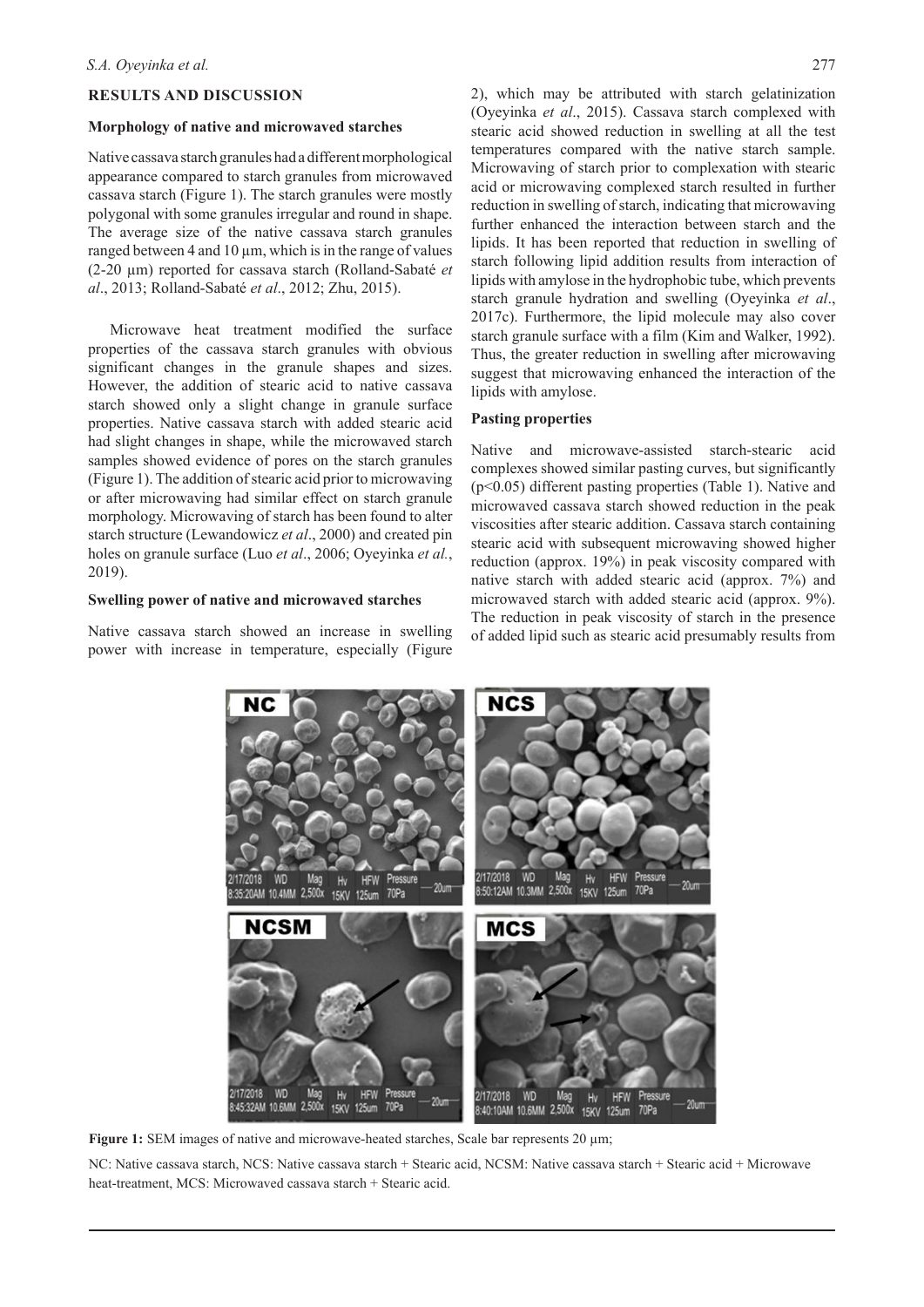## RESULTS AND DISCUSSION

### Morphology of native and microwaved starches

Native cassava starch granules had a different morphological appearance compared to starch granules from microwaved cassava starch (Figure 1). The starch granules were mostly polygonal with some granules irregular and round in shape. The average size of the native cassava starch granules ranged between 4 and 10 µm, which is in the range of values (2-20 µm) reported for cassava starch (Rolland-Sabaté *et al*., 2013; Rolland-Sabaté *et al*., 2012; Zhu, 2015).

Microwave heat treatment modified the surface properties of the cassava starch granules with obvious significant changes in the granule shapes and sizes. However, the addition of stearic acid to native cassava starch showed only a slight change in granule surface properties. Native cassava starch with added stearic acid had slight changes in shape, while the microwaved starch samples showed evidence of pores on the starch granules (Figure 1). The addition of stearic acid prior to microwaving or after microwaving had similar effect on starch granule morphology. Microwaving of starch has been found to alter starch structure (Lewandowicz *et al*., 2000) and created pin holes on granule surface (Luo *et al*., 2006; Oyeyinka *et al.*, 2019).

### Swelling power of native and microwaved starches

Native cassava starch showed an increase in swelling power with increase in temperature, especially (Figure 2), which may be attributed with starch gelatinization (Oyeyinka *et al*., 2015). Cassava starch complexed with stearic acid showed reduction in swelling at all the test temperatures compared with the native starch sample. Microwaving of starch prior to complexation with stearic acid or microwaving complexed starch resulted in further reduction in swelling of starch, indicating that microwaving further enhanced the interaction between starch and the lipids. It has been reported that reduction in swelling of starch following lipid addition results from interaction of lipids with amylose in the hydrophobic tube, which prevents starch granule hydration and swelling (Oyeyinka *et al*., 2017c). Furthermore, the lipid molecule may also cover starch granule surface with a film (Kim and Walker, 1992). Thus, the greater reduction in swelling after microwaving suggest that microwaving enhanced the interaction of the lipids with amylose.

### Pasting properties

Native and microwave-assisted starch-stearic acid complexes showed similar pasting curves, but significantly ($p<0.05$) different pasting properties (Table 1). Native and microwaved cassava starch showed reduction in the peak viscosities after stearic addition. Cassava starch containing stearic acid with subsequent microwaving showed higher reduction (approx. 19%) in peak viscosity compared with native starch with added stearic acid (approx. 7%) and microwaved starch with added stearic acid (approx. 9%). The reduction in peak viscosity of starch in the presence of added lipid such as stearic acid presumably results from

**Figure 1:** SEM images of native and microwave-heated starches, Scale bar represents 20 µm;

NC: Native cassava starch, NCS: Native cassava starch + Stearic acid, NCSM: Native cassava starch + Stearic acid + Microwave heat-treatment, MCS: Microwaved cassava starch + Stearic acid.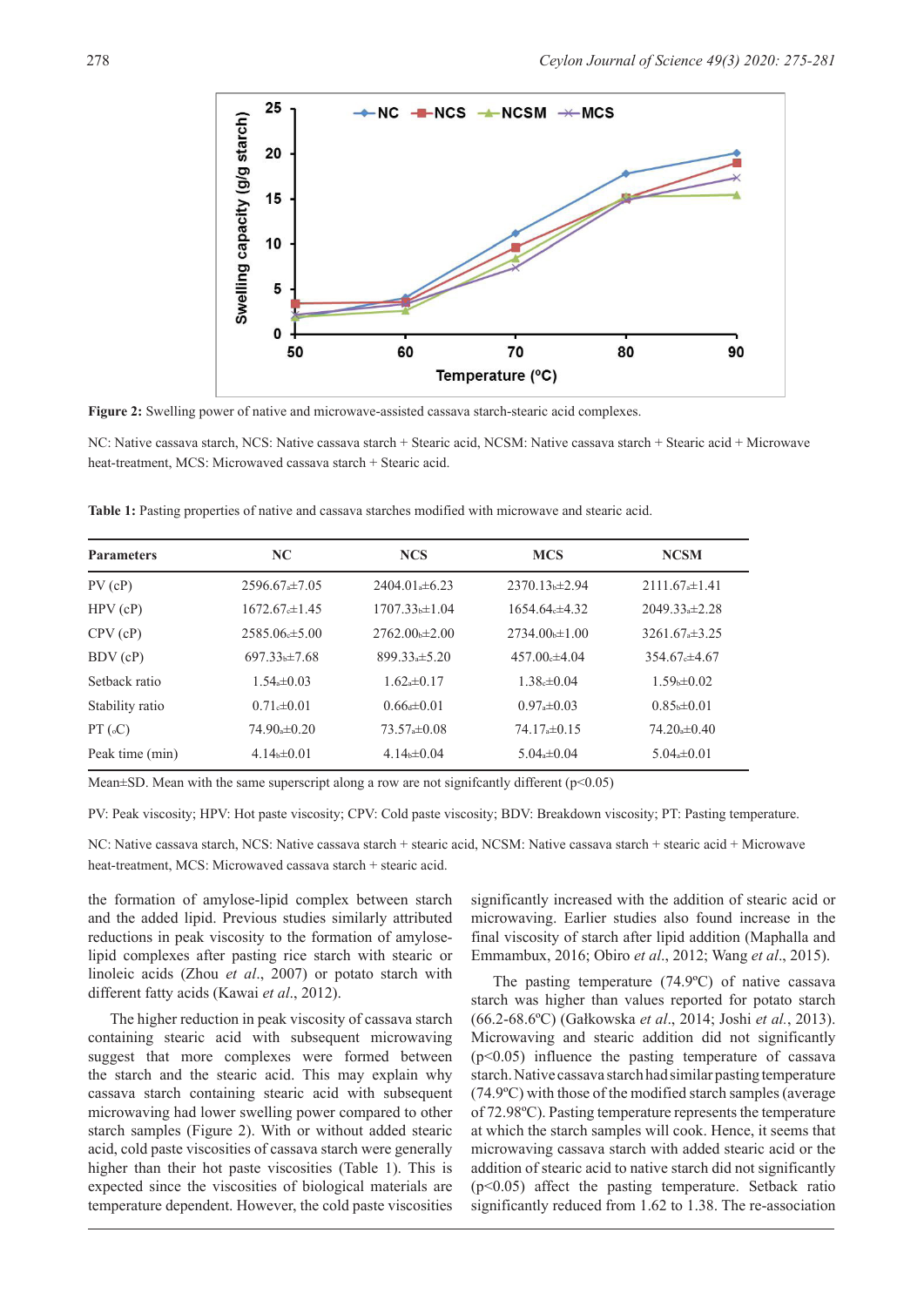**Figure 2:** Swelling power of native and microwave-assisted cassava starch-stearic acid complexes.

NC: Native cassava starch, NCS: Native cassava starch + Stearic acid, NCSM: Native cassava starch + Stearic acid + Microwave heat-treatment, MCS: Microwaved cassava starch + Stearic acid.

**Table 1:** Pasting properties of native and cassava starches modified with microwave and stearic acid.

| Parameters | NC | NCS | MCS | NCSM |
|---|---|---|---|---|
| PV (cP) | 2596.67$_a$±7.05 | 2404.01$_a$±6.23 | 2370.13$_b$±2.94 | 2111.67$_a$±1.41 |
| HPV (cP) | 1672.67$_c$±1.45 | 1707.33$_b$±1.04 | 1654.64$_c$±4.32 | 2049.33$_a$±2.28 |
| CPV (cP) | 2585.06$_c$±5.00 | 2762.00$_b$±2.00 | 2734.00$_b$±1.00 | 3261.67$_a$±3.25 |
| BDV (cP) | 697.33$_b$±7.68 | 899.33$_a$±5.20 | 457.00$_c$±4.04 | 354.67$_c$±4.67 |
| Setback ratio | 1.54$_a$±0.03 | 1.62$_a$±0.17 | 1.38$_c$±0.04 | 1.59$_b$±0.02 |
| Stability ratio | 0.71$_c$±0.01 | 0.66$_d$±0.01 | 0.97$_a$±0.03 | 0.85$_b$±0.01 |
| PT ($_o$C) | 74.90$_a$±0.20 | 73.57$_a$±0.08 | 74.17$_a$±0.15 | 74.20$_a$±0.40 |
| Peak time (min) | 4.14$_b$±0.01 | 4.14$_b$±0.04 | 5.04$_a$±0.04 | 5.04$_a$±0.01 |

Mean±SD. Mean with the same superscript along a row are not signifcantly different (p<0.05)

PV: Peak viscosity; HPV: Hot paste viscosity; CPV: Cold paste viscosity; BDV: Breakdown viscosity; PT: Pasting temperature.

NC: Native cassava starch, NCS: Native cassava starch + stearic acid, NCSM: Native cassava starch + stearic acid + Microwave heat-treatment, MCS: Microwaved cassava starch + stearic acid.

the formation of amylose-lipid complex between starch and the added lipid. Previous studies similarly attributed reductions in peak viscosity to the formation of amylose-lipid complexes after pasting rice starch with stearic or linoleic acids (Zhou *et al*., 2007) or potato starch with different fatty acids (Kawai *et al*., 2012).

The higher reduction in peak viscosity of cassava starch containing stearic acid with subsequent microwaving suggest that more complexes were formed between the starch and the stearic acid. This may explain why cassava starch containing stearic acid with subsequent microwaving had lower swelling power compared to other starch samples (Figure 2). With or without added stearic acid, cold paste viscosities of cassava starch were generally higher than their hot paste viscosities (Table 1). This is expected since the viscosities of biological materials are temperature dependent. However, the cold paste viscosities significantly increased with the addition of stearic acid or microwaving. Earlier studies also found increase in the final viscosity of starch after lipid addition (Maphalla and Emmambux, 2016; Obiro *et al*., 2012; Wang *et al*., 2015).

The pasting temperature (74.9ºC) of native cassava starch was higher than values reported for potato starch (66.2-68.6ºC) (Gałkowska *et al*., 2014; Joshi *et al*., 2013). Microwaving and stearic addition did not significantly (p<0.05) influence the pasting temperature of cassava starch. Native cassava starch had similar pasting temperature (74.9ºC) with those of the modified starch samples (average of 72.98ºC). Pasting temperature represents the temperature at which the starch samples will cook. Hence, it seems that microwaving cassava starch with added stearic acid or the addition of stearic acid to native starch did not significantly (p<0.05) affect the pasting temperature. Setback ratio significantly reduced from 1.62 to 1.38. The re-association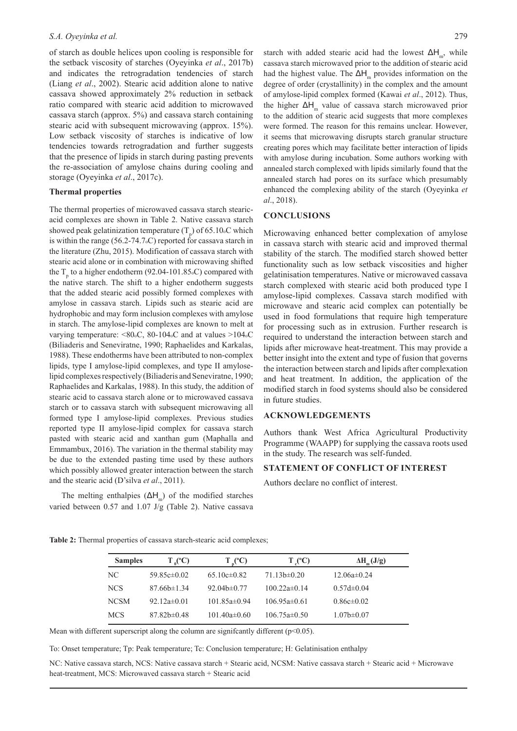of starch as double helices upon cooling is responsible for the setback viscosity of starches (Oyeyinka *et al*., 2017b) and indicates the retrogradation tendencies of starch (Liang *et al*., 2002). Stearic acid addition alone to native cassava showed approximately 2% reduction in setback ratio compared with stearic acid addition to microwaved cassava starch (approx. 5%) and cassava starch containing stearic acid with subsequent microwaving (approx. 15%). Low setback viscosity of starches is indicative of low tendencies towards retrogradation and further suggests that the presence of lipids in starch during pasting prevents the re-association of amylose chains during cooling and storage (Oyeyinka *et al*., 2017c).

### Thermal properties

The thermal properties of microwaved cassava starch stearic-acid complexes are shown in Table 2. Native cassava starch showed peak gelatinization temperature ($T_p$) of 65.10°C which is within the range (56.2-74.7°C) reported for cassava starch in the literature (Zhu, 2015). Modification of cassava starch with stearic acid alone or in combination with microwaving shifted the $T_p$ to a higher endotherm (92.04-101.85°C) compared with the native starch. The shift to a higher endotherm suggests that the added stearic acid possibly formed complexes with amylose in cassava starch. Lipids such as stearic acid are hydrophobic and may form inclusion complexes with amylose in starch. The amylose-lipid complexes are known to melt at varying temperature: <80°C, 80-104°C and at values >104°C (Biliaderis and Seneviratne, 1990; Raphaelides and Karkalas, 1988). These endotherms have been attributed to non-complex lipids, type I amylose-lipid complexes, and type II amylose-lipid complexes respectively (Biliaderis and Seneviratne, 1990; Raphaelides and Karkalas, 1988). In this study, the addition of stearic acid to cassava starch alone or to microwaved cassava starch or to cassava starch with subsequent microwaving all formed type I amylose-lipid complexes. Previous studies reported type II amylose-lipid complex for cassava starch pasted with stearic acid and xanthan gum (Maphalla and Emmambux, 2016). The variation in the thermal stability may be due to the extended pasting time used by these authors which possibly allowed greater interaction between the starch and the stearic acid (D'silva *et al*., 2011).

The melting enthalpies ($\Delta H_m$) of the modified starches varied between 0.57 and 1.07 J/g (Table 2). Native cassava starch with added stearic acid had the lowest $\Delta H_m$, while cassava starch microwaved prior to the addition of stearic acid had the highest value. The $\Delta H_m$ provides information on the degree of order (crystallinity) in the complex and the amount of amylose-lipid complex formed (Kawai *et al*., 2012). Thus, the higher $\Delta H_m$ value of cassava starch microwaved prior to the addition of stearic acid suggests that more complexes were formed. The reason for this remains unclear. However, it seems that microwaving disrupts starch granular structure creating pores which may facilitate better interaction of lipids with amylose during incubation. Some authors working with annealed starch complexed with lipids similarly found that the annealed starch had pores on its surface which presumably enhanced the complexing ability of the starch (Oyeyinka *et al*., 2018).

## CONCLUSIONS

Microwaving enhanced better complexation of amylose in cassava starch with stearic acid and improved thermal stability of the starch. The modified starch showed better functionality such as low setback viscosities and higher gelatinisation temperatures. Native or microwaved cassava starch complexed with stearic acid both produced type I amylose-lipid complexes. Cassava starch modified with microwave and stearic acid complex can potentially be used in food formulations that require high temperature for processing such as in extrusion. Further research is required to understand the interaction between starch and lipids after microwave heat-treatment. This may provide a better insight into the extent and type of fusion that governs the interaction between starch and lipids after complexation and heat treatment. In addition, the application of the modified starch in food systems should also be considered in future studies.

## ACKNOWLEDGEMENTS

Authors thank West Africa Agricultural Productivity Programme (WAAPP) for supplying the cassava roots used in the study. The research was self-funded.

## STATEMENT OF CONFLICT OF INTEREST

Authors declare no conflict of interest.

**Table 2:** Thermal properties of cassava starch-stearic acid complexes;

| Samples | $T_0$(°C) | $T_p$(°C) | $T_c$(°C) | $\Delta H_m$ (J/g) |
|---|---|---|---|---|
| NC | 59.85c±0.02 | 65.10c±0.82 | 71.13b±0.20 | 12.06a±0.24 |
| NCS | 87.66b±1.34 | 92.04b±0.77 | 100.22a±0.14 | 0.57d±0.04 |
| NCSM | 92.12a±0.01 | 101.85a±0.94 | 106.95a±0.61 | 0.86c±0.02 |
| MCS | 87.82b±0.48 | 101.40a±0.60 | 106.75a±0.50 | 1.07b±0.07 |

Mean with different superscript along the column are signifcantly different ($p<0.05$).

To: Onset temperature; Tp: Peak temperature; Tc: Conclusion temperature; H: Gelatinisation enthalpy

NC: Native cassava starch, NCS: Native cassava starch + Stearic acid, NCSM: Native cassava starch + Stearic acid + Microwave heat-treatment, MCS: Microwaved cassava starch + Stearic acid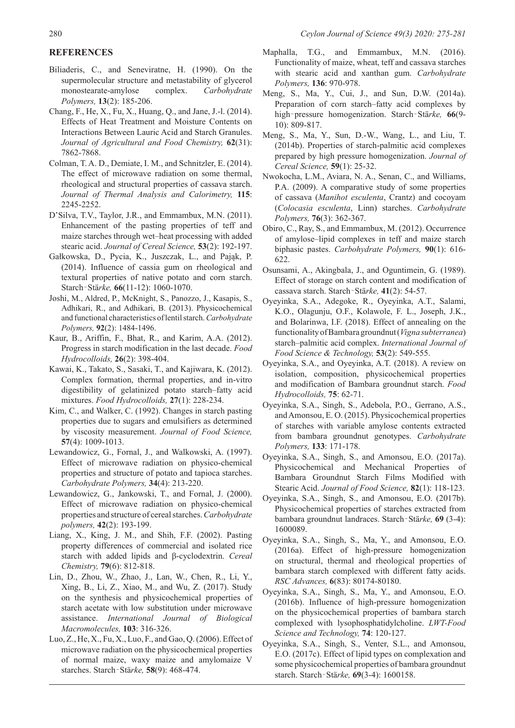## REFERENCES

Biliaderis, C., and Seneviratne, H. (1990). On the supermolecular structure and metastability of glycerol monostearate-amylose complex. *Carbohydrate Polymers,* **13**(2): 185-206.

Chang, F., He, X., Fu, X., Huang, Q., and Jane, J.-l. (2014). Effects of Heat Treatment and Moisture Contents on Interactions Between Lauric Acid and Starch Granules. *Journal of Agricultural and Food Chemistry,* **62**(31): 7862-7868.

Colman, T. A. D., Demiate, I. M., and Schnitzler, E. (2014). The effect of microwave radiation on some thermal, rheological and structural properties of cassava starch. *Journal of Thermal Analysis and Calorimetry,* **115**: 2245-2252.

D'Silva, T.V., Taylor, J.R., and Emmambux, M.N. (2011). Enhancement of the pasting properties of teff and maize starches through wet–heat processing with added stearic acid. *Journal of Cereal Science,* **53**(2): 192-197.

Gałkowska, D., Pycia, K., Juszczak, L., and Pająk, P. (2014). Influence of cassia gum on rheological and textural properties of native potato and corn starch. Starch‐Stä*rke,* **66**(11-12): 1060-1070.

Joshi, M., Aldred, P., McKnight, S., Panozzo, J., Kasapis, S., Adhikari, R., and Adhikari, B. (2013). Physicochemical and functional characteristics of lentil starch. *Carbohydrate Polymers,* **92**(2): 1484-1496.

Kaur, B., Ariffin, F., Bhat, R., and Karim, A.A. (2012). Progress in starch modification in the last decade. *Food Hydrocolloids,* **26**(2): 398-404.

Kawai, K., Takato, S., Sasaki, T., and Kajiwara, K. (2012). Complex formation, thermal properties, and in-vitro digestibility of gelatinized potato starch–fatty acid mixtures. *Food Hydrocolloids,* **27**(1): 228-234.

Kim, C., and Walker, C. (1992). Changes in starch pasting properties due to sugars and emulsifiers as determined by viscosity measurement. *Journal of Food Science,* **57**(4): 1009-1013.

Lewandowicz, G., Fornal, J., and Walkowski, A. (1997). Effect of microwave radiation on physico-chemical properties and structure of potato and tapioca starches. *Carbohydrate Polymers,* **34**(4): 213-220.

Lewandowicz, G., Jankowski, T., and Fornal, J. (2000). Effect of microwave radiation on physico-chemical properties and structure of cereal starches. *Carbohydrate polymers,* **42**(2): 193-199.

Liang, X., King, J. M., and Shih, F.F. (2002). Pasting property differences of commercial and isolated rice starch with added lipids and β-cyclodextrin. *Cereal Chemistry,* **79**(6): 812-818.

Lin, D., Zhou, W., Zhao, J., Lan, W., Chen, R., Li, Y., Xing, B., Li, Z., Xiao, M., and Wu, Z. (2017). Study on the synthesis and physicochemical properties of starch acetate with low substitution under microwave assistance. *International Journal of Biological Macromolecules,* **103**: 316-326.

Luo, Z., He, X., Fu, X., Luo, F., and Gao, Q. (2006). Effect of microwave radiation on the physicochemical properties of normal maize, waxy maize and amylomaize V starches. Starch‐Stä*rke,* **58**(9): 468-474.

Maphalla, T.G., and Emmambux, M.N. (2016). Functionality of maize, wheat, teff and cassava starches with stearic acid and xanthan gum. *Carbohydrate Polymers,* **136**: 970-978.

Meng, S., Ma, Y., Cui, J., and Sun, D.W. (2014a). Preparation of corn starch–fatty acid complexes by high‐pressure homogenization. Starch‐Stä*rke,* **66**(9-10): 809-817.

Meng, S., Ma, Y., Sun, D.-W., Wang, L., and Liu, T. (2014b). Properties of starch-palmitic acid complexes prepared by high pressure homogenization. *Journal of Cereal Science,* **59**(1): 25-32.

Nwokocha, L.M., Aviara, N. A., Senan, C., and Williams, P.A. (2009). A comparative study of some properties of cassava (*Manihot esculenta*, Crantz) and cocoyam (*Colocasia esculenta*, Linn) starches. *Carbohydrate Polymers,* **76**(3): 362-367.

Obiro, C., Ray, S., and Emmambux, M. (2012). Occurrence of amylose–lipid complexes in teff and maize starch biphasic pastes. *Carbohydrate Polymers,* **90**(1): 616-622.

Osunsami, A., Akingbala, J., and Oguntimein, G. (1989). Effect of storage on starch content and modification of cassava starch. Starch‐Stä*rke,* **41**(2): 54-57.

Oyeyinka, S.A., Adegoke, R., Oyeyinka, A.T., Salami, K.O., Olagunju, O.F., Kolawole, F. L., Joseph, J.K., and Bolarinwa, I.F. (2018). Effect of annealing on the functionality of Bambara groundnut (*Vigna subterranea*) starch–palmitic acid complex. *International Journal of Food Science & Technology,* **53**(2): 549-555.

Oyeyinka, S.A., and Oyeyinka, A.T. (2018). A review on isolation, composition, physicochemical properties and modification of Bambara groundnut starch. *Food Hydrocolloids,* **75**: 62-71.

Oyeyinka, S.A., Singh, S., Adebola, P.O., Gerrano, A.S., and Amonsou, E. O. (2015). Physicochemical properties of starches with variable amylose contents extracted from bambara groundnut genotypes. *Carbohydrate Polymers,* **133**: 171-178.

Oyeyinka, S.A., Singh, S., and Amonsou, E.O. (2017a). Physicochemical and Mechanical Properties of Bambara Groundnut Starch Films Modified with Stearic Acid. *Journal of Food Science,* **82**(1): 118-123.

Oyeyinka, S.A., Singh, S., and Amonsou, E.O. (2017b). Physicochemical properties of starches extracted from bambara groundnut landraces. Starch‐Stä*rke,* **69** (3-4): 1600089.

Oyeyinka, S.A., Singh, S., Ma, Y., and Amonsou, E.O. (2016a). Effect of high-pressure homogenization on structural, thermal and rheological properties of bambara starch complexed with different fatty acids. *RSC Advances,* **6**(83): 80174-80180.

Oyeyinka, S.A., Singh, S., Ma, Y., and Amonsou, E.O. (2016b). Influence of high-pressure homogenization on the physicochemical properties of bambara starch complexed with lysophosphatidylcholine. *LWT-Food Science and Technology,* **74**: 120-127.

Oyeyinka, S.A., Singh, S., Venter, S.L., and Amonsou, E.O. (2017c). Effect of lipid types on complexation and some physicochemical properties of bambara groundnut starch. Starch‐Stä*rke,* **69**(3-4): 1600158.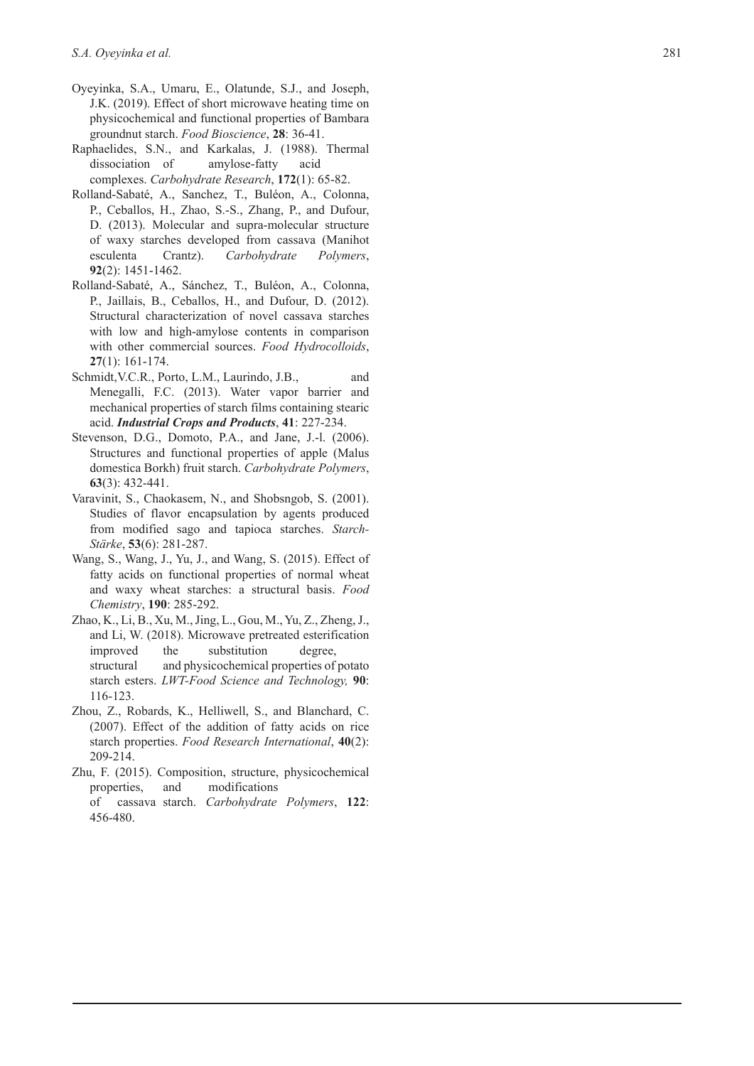Oyeyinka, S.A., Umaru, E., Olatunde, S.J., and Joseph, J.K. (2019). Effect of short microwave heating time on physicochemical and functional properties of Bambara groundnut starch. *Food Bioscience*, **28**: 36-41.

Raphaelides, S.N., and Karkalas, J. (1988). Thermal dissociation of amylose-fatty acid complexes. *Carbohydrate Research*, **172**(1): 65-82.

Rolland-Sabaté, A., Sanchez, T., Buléon, A., Colonna, P., Ceballos, H., Zhao, S.-S., Zhang, P., and Dufour, D. (2013). Molecular and supra-molecular structure of waxy starches developed from cassava (Manihot esculenta Crantz). *Carbohydrate Polymers*, **92**(2): 1451-1462.

Rolland-Sabaté, A., Sánchez, T., Buléon, A., Colonna, P., Jaillais, B., Ceballos, H., and Dufour, D. (2012). Structural characterization of novel cassava starches with low and high-amylose contents in comparison with other commercial sources. *Food Hydrocolloids*, **27**(1): 161-174.

Schmidt,V.C.R., Porto, L.M., Laurindo, J.B., and Menegalli, F.C. (2013). Water vapor barrier and mechanical properties of starch films containing stearic acid. ***Industrial Crops and Products***, **41**: 227-234.

Stevenson, D.G., Domoto, P.A., and Jane, J.-l. (2006). Structures and functional properties of apple (Malus domestica Borkh) fruit starch. *Carbohydrate Polymers*, **63**(3): 432-441.

Varavinit, S., Chaokasem, N., and Shobsngob, S. (2001). Studies of flavor encapsulation by agents produced from modified sago and tapioca starches. *Starch-Stärke*, **53**(6): 281-287.

Wang, S., Wang, J., Yu, J., and Wang, S. (2015). Effect of fatty acids on functional properties of normal wheat and waxy wheat starches: a structural basis. *Food Chemistry*, **190**: 285-292.

Zhao, K., Li, B., Xu, M., Jing, L., Gou, M., Yu, Z., Zheng, J., and Li, W. (2018). Microwave pretreated esterification improved the substitution degree, structural and physicochemical properties of potato starch esters. *LWT-Food Science and Technology,* **90**: 116-123.

Zhou, Z., Robards, K., Helliwell, S., and Blanchard, C. (2007). Effect of the addition of fatty acids on rice starch properties. *Food Research International*, **40**(2): 209-214.

Zhu, F. (2015). Composition, structure, physicochemical properties, and modifications of cassava starch. *Carbohydrate Polymers*, **122**: 456-480.